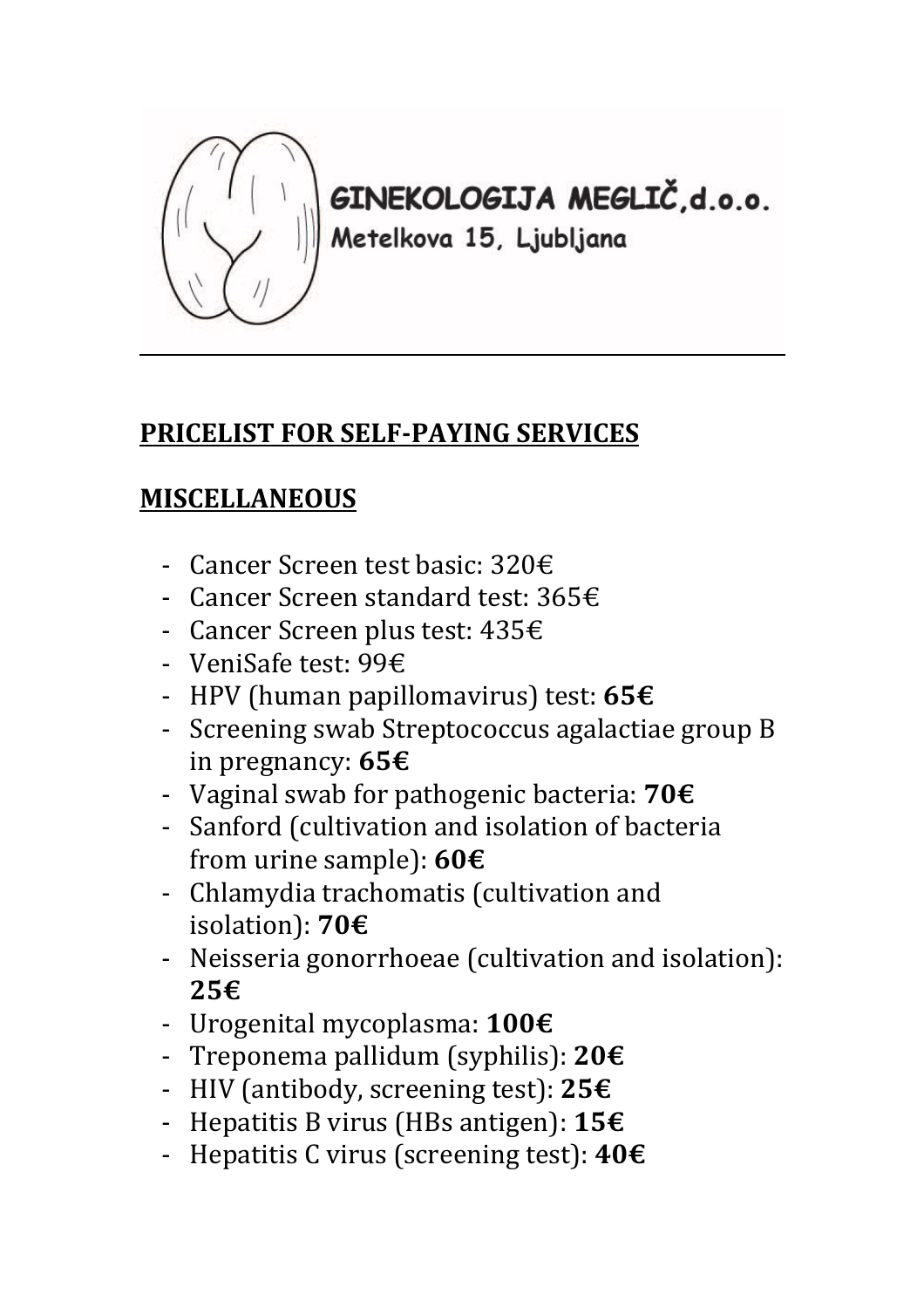GINEKOLOGIJA MEGLIČ,d.o.o.
Metelkova 15, Ljubljana

---

## PRICELIST FOR SELF-PAYING SERVICES

## MISCELLANEOUS

- Cancer Screen test basic: 320€
- Cancer Screen standard test: 365€
- Cancer Screen plus test: 435€
- VeniSafe test: 99€
- HPV (human papillomavirus) test: **65€**
- Screening swab Streptococcus agalactiae group B in pregnancy: **65€**
- Vaginal swab for pathogenic bacteria: **70€**
- Sanford (cultivation and isolation of bacteria from urine sample): **60€**
- Chlamydia trachomatis (cultivation and isolation): **70€**
- Neisseria gonorrhoeae (cultivation and isolation): **25€**
- Urogenital mycoplasma: **100€**
- Treponema pallidum (syphilis): **20€**
- HIV (antibody, screening test): **25€**
- Hepatitis B virus (HBs antigen): **15€**
- Hepatitis C virus (screening test): **40€**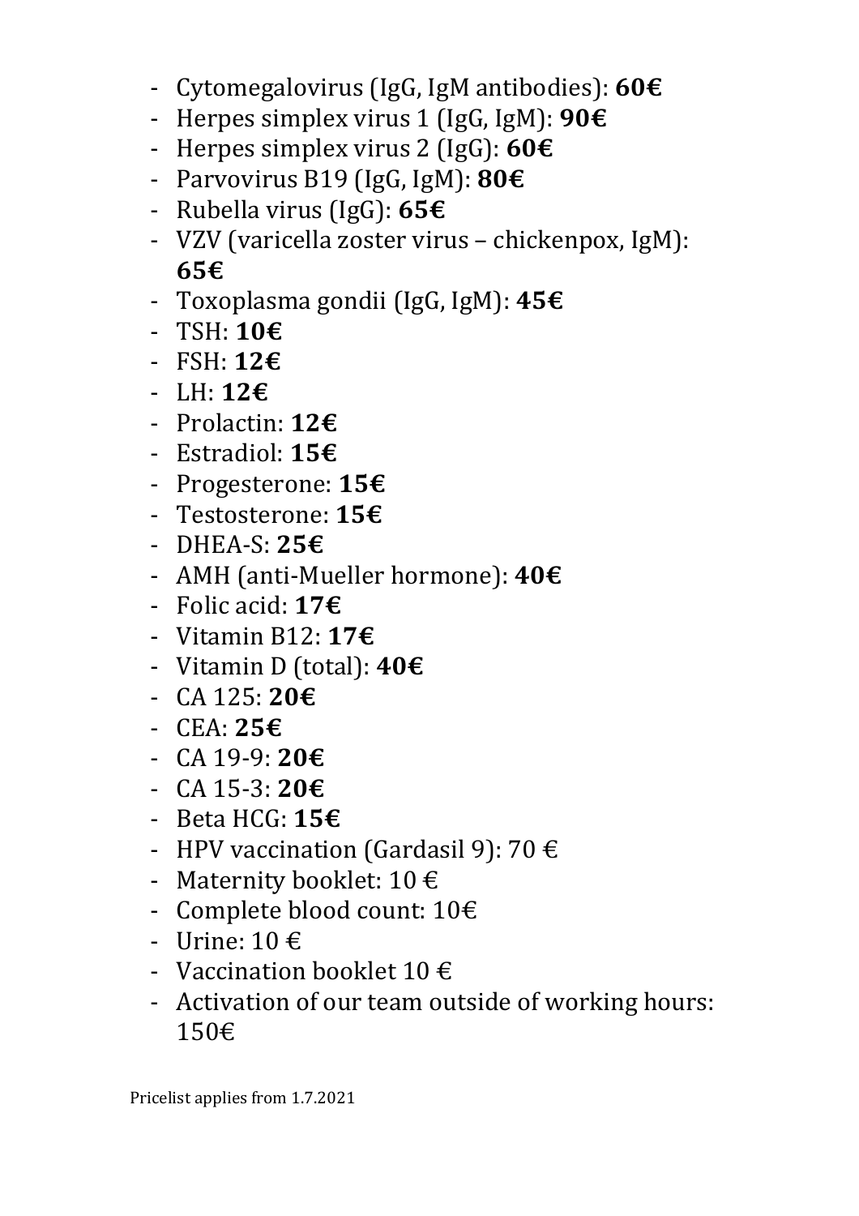- Cytomegalovirus (IgG, IgM antibodies): **60€**
- Herpes simplex virus 1 (IgG, IgM): **90€**
- Herpes simplex virus 2 (IgG): **60€**
- Parvovirus B19 (IgG, IgM): **80€**
- Rubella virus (IgG): **65€**
- VZV (varicella zoster virus – chickenpox, IgM): **65€**
- Toxoplasma gondii (IgG, IgM): **45€**
- TSH: **10€**
- FSH: **12€**
- LH: **12€**
- Prolactin: **12€**
- Estradiol: **15€**
- Progesterone: **15€**
- Testosterone: **15€**
- DHEA-S: **25€**
- AMH (anti-Mueller hormone): **40€**
- Folic acid: **17€**
- Vitamin B12: **17€**
- Vitamin D (total): **40€**
- CA 125: **20€**
- CEA: **25€**
- CA 19-9: **20€**
- CA 15-3: **20€**
- Beta HCG: **15€**
- HPV vaccination (Gardasil 9): 70 €
- Maternity booklet: 10 €
- Complete blood count: 10€
- Urine: 10 €
- Vaccination booklet 10 €
- Activation of our team outside of working hours: 150€

Pricelist applies from 1.7.2021